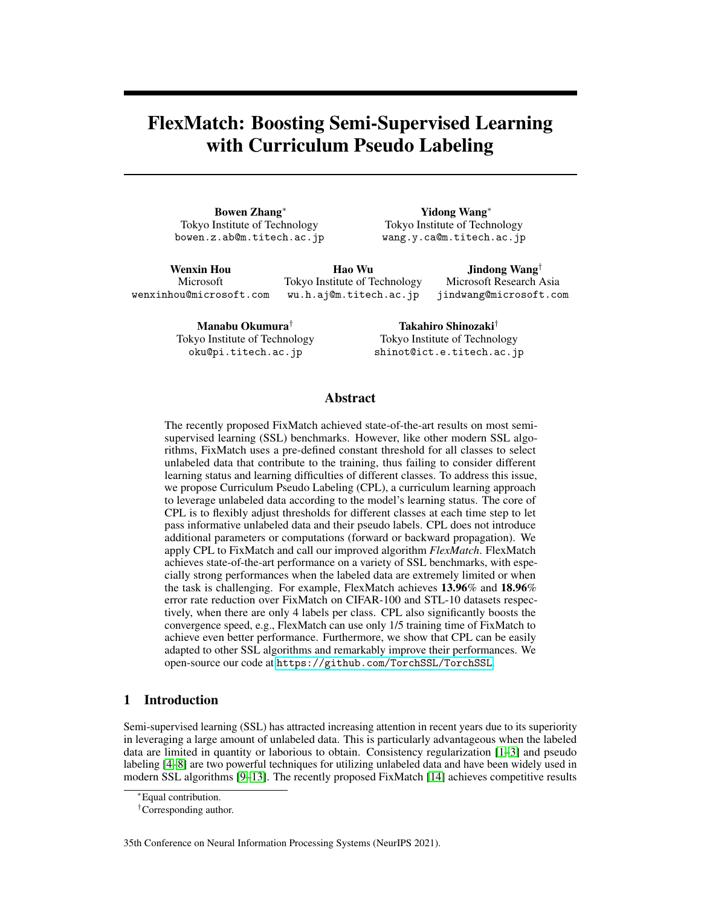# FlexMatch: Boosting Semi-Supervised Learning with Curriculum Pseudo Labeling

**Bowen Zhang***
Tokyo Institute of Technology
bowen.z.ab@m.titech.ac.jp

**Yidong Wang***
Tokyo Institute of Technology
wang.y.ca@m.titech.ac.jp

**Wenxin Hou**
Microsoft
wenxinhou@microsoft.com

**Hao Wu**
Tokyo Institute of Technology
wu.h.aj@m.titech.ac.jp

**Jindong Wang**†
Microsoft Research Asia
jindwang@microsoft.com

**Manabu Okumura**†
Tokyo Institute of Technology
oku@pi.titech.ac.jp

**Takahiro Shinozaki**†
Tokyo Institute of Technology
shinot@ict.e.titech.ac.jp

## Abstract

The recently proposed FixMatch achieved state-of-the-art results on most semi-supervised learning (SSL) benchmarks. However, like other modern SSL algorithms, FixMatch uses a pre-defined constant threshold for all classes to select unlabeled data that contribute to the training, thus failing to consider different learning status and learning difficulties of different classes. To address this issue, we propose Curriculum Pseudo Labeling (CPL), a curriculum learning approach to leverage unlabeled data according to the model's learning status. The core of CPL is to flexibly adjust thresholds for different classes at each time step to let pass informative unlabeled data and their pseudo labels. CPL does not introduce additional parameters or computations (forward or backward propagation). We apply CPL to FixMatch and call our improved algorithm *FlexMatch*. FlexMatch achieves state-of-the-art performance on a variety of SSL benchmarks, with especially strong performances when the labeled data are extremely limited or when the task is challenging. For example, FlexMatch achieves **13.96%** and **18.96%** error rate reduction over FixMatch on CIFAR-100 and STL-10 datasets respectively, when there are only 4 labels per class. CPL also significantly boosts the convergence speed, e.g., FlexMatch can use only 1/5 training time of FixMatch to achieve even better performance. Furthermore, we show that CPL can be easily adapted to other SSL algorithms and remarkably improve their performances. We open-source our code at https://github.com/TorchSSL/TorchSSL.

## 1 Introduction

Semi-supervised learning (SSL) has attracted increasing attention in recent years due to its superiority in leveraging a large amount of unlabeled data. This is particularly advantageous when the labeled data are limited in quantity or laborious to obtain. Consistency regularization [1–3] and pseudo labeling [4–8] are two powerful techniques for utilizing unlabeled data and have been widely used in modern SSL algorithms [9–13]. The recently proposed FixMatch [14] achieves competitive results

*Equal contribution.

†Corresponding author.

35th Conference on Neural Information Processing Systems (NeurIPS 2021).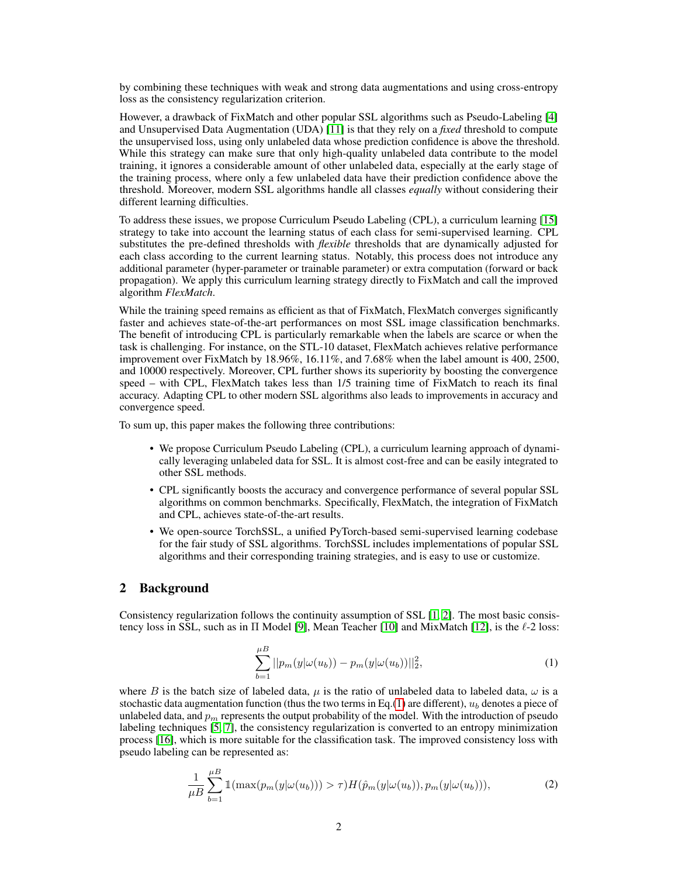by combining these techniques with weak and strong data augmentations and using cross-entropy loss as the consistency regularization criterion.

However, a drawback of FixMatch and other popular SSL algorithms such as Pseudo-Labeling [4] and Unsupervised Data Augmentation (UDA) [11] is that they rely on a *fixed* threshold to compute the unsupervised loss, using only unlabeled data whose prediction confidence is above the threshold. While this strategy can make sure that only high-quality unlabeled data contribute to the model training, it ignores a considerable amount of other unlabeled data, especially at the early stage of the training process, where only a few unlabeled data have their prediction confidence above the threshold. Moreover, modern SSL algorithms handle all classes *equally* without considering their different learning difficulties.

To address these issues, we propose Curriculum Pseudo Labeling (CPL), a curriculum learning [15] strategy to take into account the learning status of each class for semi-supervised learning. CPL substitutes the pre-defined thresholds with *flexible* thresholds that are dynamically adjusted for each class according to the current learning status. Notably, this process does not introduce any additional parameter (hyper-parameter or trainable parameter) or extra computation (forward or back propagation). We apply this curriculum learning strategy directly to FixMatch and call the improved algorithm *FlexMatch*.

While the training speed remains as efficient as that of FixMatch, FlexMatch converges significantly faster and achieves state-of-the-art performances on most SSL image classification benchmarks. The benefit of introducing CPL is particularly remarkable when the labels are scarce or when the task is challenging. For instance, on the STL-10 dataset, FlexMatch achieves relative performance improvement over FixMatch by 18.96%, 16.11%, and 7.68% when the label amount is 400, 2500, and 10000 respectively. Moreover, CPL further shows its superiority by boosting the convergence speed – with CPL, FlexMatch takes less than 1/5 training time of FixMatch to reach its final accuracy. Adapting CPL to other modern SSL algorithms also leads to improvements in accuracy and convergence speed.

To sum up, this paper makes the following three contributions:

- We propose Curriculum Pseudo Labeling (CPL), a curriculum learning approach of dynamically leveraging unlabeled data for SSL. It is almost cost-free and can be easily integrated to other SSL methods.
- CPL significantly boosts the accuracy and convergence performance of several popular SSL algorithms on common benchmarks. Specifically, FlexMatch, the integration of FixMatch and CPL, achieves state-of-the-art results.
- We open-source TorchSSL, a unified PyTorch-based semi-supervised learning codebase for the fair study of SSL algorithms. TorchSSL includes implementations of popular SSL algorithms and their corresponding training strategies, and is easy to use or customize.

## 2 Background

Consistency regularization follows the continuity assumption of SSL [1, 2]. The most basic consistency loss in SSL, such as in Π Model [9], Mean Teacher [10] and MixMatch [12], is the $\ell$-2 loss:

$$\sum_{b=1}^{\mu B} ||p_m(y|\omega(u_b)) - p_m(y|\omega(u_b))||_2^2, \tag{1}$$

where $B$ is the batch size of labeled data, $\mu$ is the ratio of unlabeled data to labeled data, $\omega$ is a stochastic data augmentation function (thus the two terms in Eq.(1) are different), $u_b$ denotes a piece of unlabeled data, and $p_m$ represents the output probability of the model. With the introduction of pseudo labeling techniques [5, 7], the consistency regularization is converted to an entropy minimization process [16], which is more suitable for the classification task. The improved consistency loss with pseudo labeling can be represented as:

$$\frac{1}{\mu B} \sum_{b=1}^{\mu B} \mathbb{1}(\max(p_m(y|\omega(u_b))) > \tau) H(\hat{p}_m(y|\omega(u_b)), p_m(y|\omega(u_b))), \tag{2}$$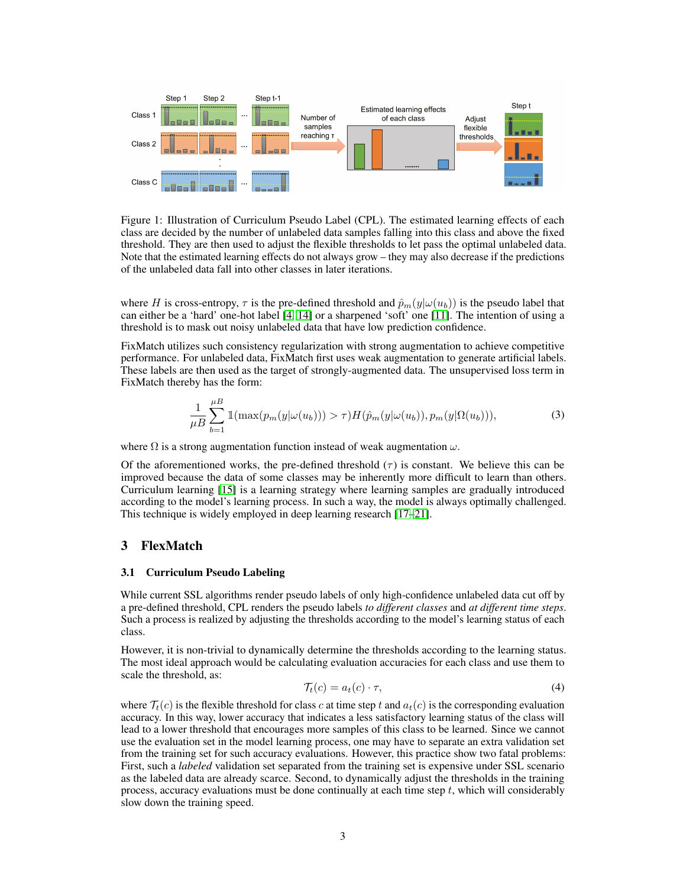Figure 1: Illustration of Curriculum Pseudo Label (CPL). The estimated learning effects of each class are decided by the number of unlabeled data samples falling into this class and above the fixed threshold. They are then used to adjust the flexible thresholds to let pass the optimal unlabeled data. Note that the estimated learning effects do not always grow – they may also decrease if the predictions of the unlabeled data fall into other classes in later iterations.

where $H$ is cross-entropy, $\tau$ is the pre-defined threshold and $\hat{p}_m(y|\omega(u_b))$ is the pseudo label that can either be a 'hard' one-hot label [4, 14] or a sharpened 'soft' one [11]. The intention of using a threshold is to mask out noisy unlabeled data that have low prediction confidence.

FixMatch utilizes such consistency regularization with strong augmentation to achieve competitive performance. For unlabeled data, FixMatch first uses weak augmentation to generate artificial labels. These labels are then used as the target of strongly-augmented data. The unsupervised loss term in FixMatch thereby has the form:

$$\frac{1}{\mu B}\sum_{b=1}^{\mu B}\mathbb{1}(\max(p_m(y|\omega(u_b))) > \tau)H(\hat{p}_m(y|\omega(u_b)), p_m(y|\Omega(u_b))), \tag{3}$$

where $\Omega$ is a strong augmentation function instead of weak augmentation $\omega$.

Of the aforementioned works, the pre-defined threshold ($\tau$) is constant. We believe this can be improved because the data of some classes may be inherently more difficult to learn than others. Curriculum learning [15] is a learning strategy where learning samples are gradually introduced according to the model's learning process. In such a way, the model is always optimally challenged. This technique is widely employed in deep learning research [17–21].

## 3 FlexMatch

### 3.1 Curriculum Pseudo Labeling

While current SSL algorithms render pseudo labels of only high-confidence unlabeled data cut off by a pre-defined threshold, CPL renders the pseudo labels *to different classes* and *at different time steps*. Such a process is realized by adjusting the thresholds according to the model's learning status of each class.

However, it is non-trivial to dynamically determine the thresholds according to the learning status. The most ideal approach would be calculating evaluation accuracies for each class and use them to scale the threshold, as:

$$\mathcal{T}_t(c) = a_t(c) \cdot \tau, \tag{4}$$

where $\mathcal{T}_t(c)$ is the flexible threshold for class $c$ at time step $t$ and $a_t(c)$ is the corresponding evaluation accuracy. In this way, lower accuracy that indicates a less satisfactory learning status of the class will lead to a lower threshold that encourages more samples of this class to be learned. Since we cannot use the evaluation set in the model learning process, one may have to separate an extra validation set from the training set for such accuracy evaluations. However, this practice show two fatal problems: First, such a *labeled* validation set separated from the training set is expensive under SSL scenario as the labeled data are already scarce. Second, to dynamically adjust the thresholds in the training process, accuracy evaluations must be done continually at each time step $t$, which will considerably slow down the training speed.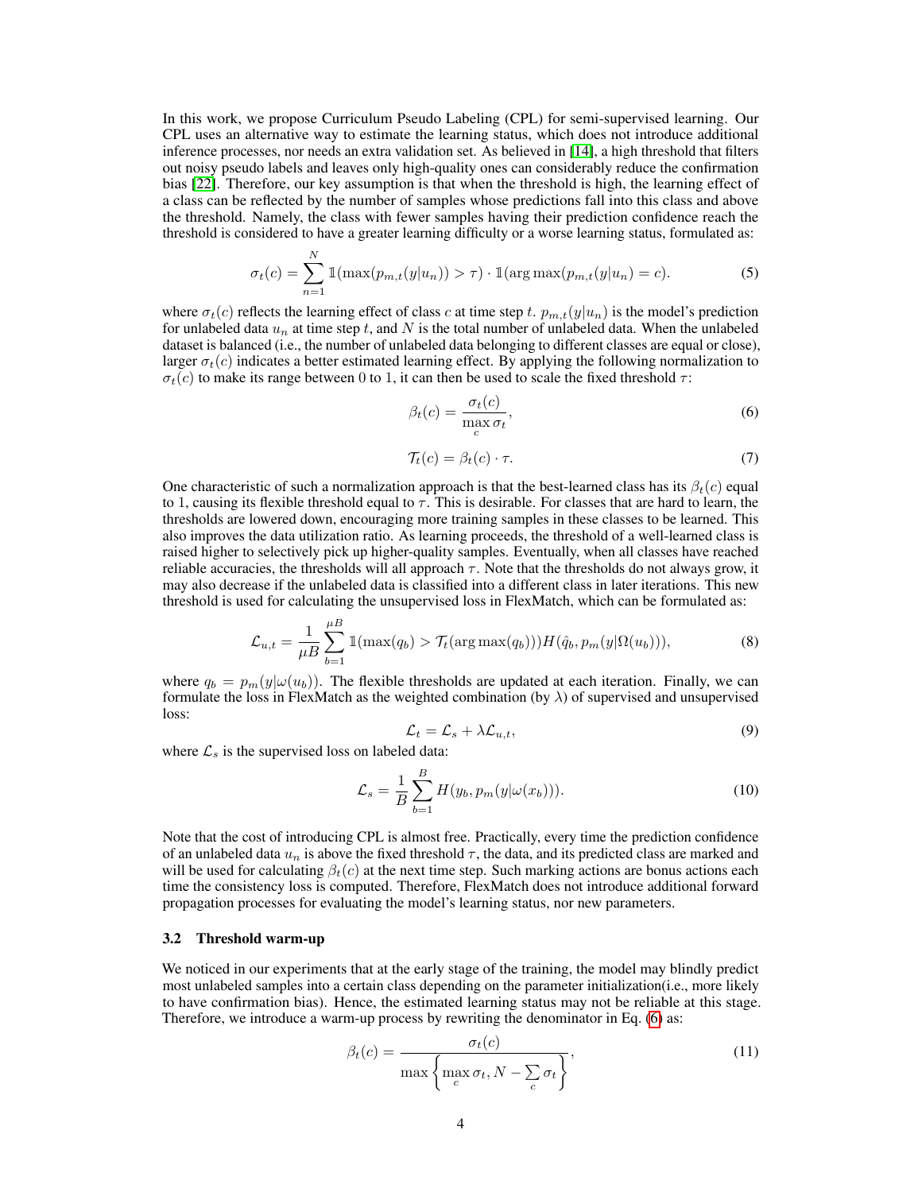In this work, we propose Curriculum Pseudo Labeling (CPL) for semi-supervised learning. Our CPL uses an alternative way to estimate the learning status, which does not introduce additional inference processes, nor needs an extra validation set. As believed in [14], a high threshold that filters out noisy pseudo labels and leaves only high-quality ones can considerably reduce the confirmation bias [22]. Therefore, our key assumption is that when the threshold is high, the learning effect of a class can be reflected by the number of samples whose predictions fall into this class and above the threshold. Namely, the class with fewer samples having their prediction confidence reach the threshold is considered to have a greater learning difficulty or a worse learning status, formulated as:

$$\sigma_t(c) = \sum_{n=1}^{N} \mathbb{1}(\max(p_{m,t}(y|u_n)) > \tau) \cdot \mathbb{1}(\arg\max(p_{m,t}(y|u_n) = c). \tag{5}$$

where $\sigma_t(c)$ reflects the learning effect of class $c$ at time step $t$. $p_{m,t}(y|u_n)$ is the model's prediction for unlabeled data $u_n$ at time step $t$, and $N$ is the total number of unlabeled data. When the unlabeled dataset is balanced (i.e., the number of unlabeled data belonging to different classes are equal or close), larger $\sigma_t(c)$ indicates a better estimated learning effect. By applying the following normalization to $\sigma_t(c)$ to make its range between 0 to 1, it can then be used to scale the fixed threshold $\tau$:

$$\beta_t(c) = \frac{\sigma_t(c)}{\max\limits_{c} \sigma_t}, \tag{6}$$

$$\mathcal{T}_t(c) = \beta_t(c) \cdot \tau. \tag{7}$$

One characteristic of such a normalization approach is that the best-learned class has its $\beta_t(c)$ equal to 1, causing its flexible threshold equal to $\tau$. This is desirable. For classes that are hard to learn, the thresholds are lowered down, encouraging more training samples in these classes to be learned. This also improves the data utilization ratio. As learning proceeds, the threshold of a well-learned class is raised higher to selectively pick up higher-quality samples. Eventually, when all classes have reached reliable accuracies, the thresholds will all approach $\tau$. Note that the thresholds do not always grow, it may also decrease if the unlabeled data is classified into a different class in later iterations. This new threshold is used for calculating the unsupervised loss in FlexMatch, which can be formulated as:

$$\mathcal{L}_{u,t} = \frac{1}{\mu B} \sum_{b=1}^{\mu B} \mathbb{1}(\max(q_b) > \mathcal{T}_t(\arg\max(q_b)))H(\hat{q}_b, p_m(y|\Omega(u_b))), \tag{8}$$

where $q_b = p_m(y|\omega(u_b))$. The flexible thresholds are updated at each iteration. Finally, we can formulate the loss in FlexMatch as the weighted combination (by $\lambda$) of supervised and unsupervised loss:

$$\mathcal{L}_t = \mathcal{L}_s + \lambda \mathcal{L}_{u,t}, \tag{9}$$

where $\mathcal{L}_s$ is the supervised loss on labeled data:

$$\mathcal{L}_s = \frac{1}{B} \sum_{b=1}^{B} H(y_b, p_m(y|\omega(x_b))). \tag{10}$$

Note that the cost of introducing CPL is almost free. Practically, every time the prediction confidence of an unlabeled data $u_n$ is above the fixed threshold $\tau$, the data, and its predicted class are marked and will be used for calculating $\beta_t(c)$ at the next time step. Such marking actions are bonus actions each time the consistency loss is computed. Therefore, FlexMatch does not introduce additional forward propagation processes for evaluating the model's learning status, nor new parameters.

### 3.2 Threshold warm-up

We noticed in our experiments that at the early stage of the training, the model may blindly predict most unlabeled samples into a certain class depending on the parameter initialization(i.e., more likely to have confirmation bias). Hence, the estimated learning status may not be reliable at this stage. Therefore, we introduce a warm-up process by rewriting the denominator in Eq. (6) as:

$$\beta_t(c) = \frac{\sigma_t(c)}{\max\left\{\max\limits_{c} \sigma_t, N - \sum\limits_{c} \sigma_t\right\}}, \tag{11}$$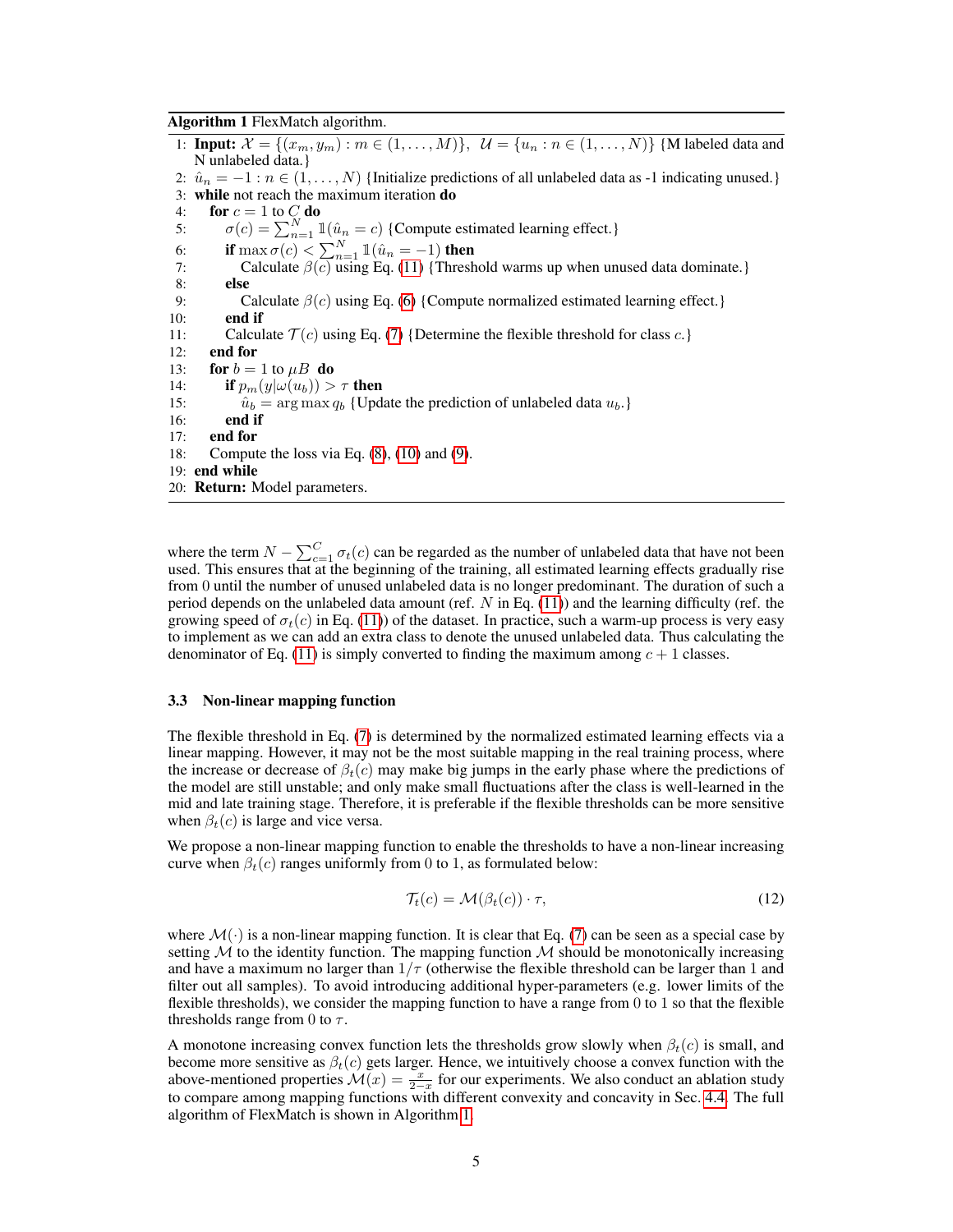**Algorithm 1** FlexMatch algorithm.

```
1: Input: 𝒳 = {(x_m, y_m) : m ∈ (1, ..., M)},  𝒰 = {u_n : n ∈ (1, ..., N)} {M labeled data and N unlabeled data.}
2: û_n = −1 : n ∈ (1, ..., N) {Initialize predictions of all unlabeled data as -1 indicating unused.}
3: while not reach the maximum iteration do
4:    for c = 1 to C do
5:       σ(c) = Σ_{n=1}^{N} 𝟙(û_n = c) {Compute estimated learning effect.}
6:       if max σ(c) < Σ_{n=1}^{N} 𝟙(û_n = −1) then
7:          Calculate β(c) using Eq. (11) {Threshold warms up when unused data dominate.}
8:       else
9:          Calculate β(c) using Eq. (6) {Compute normalized estimated learning effect.}
10:      end if
11:      Calculate 𝒯(c) using Eq. (7) {Determine the flexible threshold for class c.}
12:   end for
13:   for b = 1 to μB do
14:      if p_m(y|ω(u_b)) > τ then
15:         û_b = arg max q_b {Update the prediction of unlabeled data u_b.}
16:      end if
17:   end for
18:   Compute the loss via Eq. (8), (10) and (9).
19: end while
20: Return: Model parameters.
```

where the term $N - \sum_{c=1}^{C} \sigma_t(c)$ can be regarded as the number of unlabeled data that have not been used. This ensures that at the beginning of the training, all estimated learning effects gradually rise from 0 until the number of unused unlabeled data is no longer predominant. The duration of such a period depends on the unlabeled data amount (ref. $N$ in Eq. (11)) and the learning difficulty (ref. the growing speed of $\sigma_t(c)$ in Eq. (11)) of the dataset. In practice, such a warm-up process is very easy to implement as we can add an extra class to denote the unused unlabeled data. Thus calculating the denominator of Eq. (11) is simply converted to finding the maximum among $c + 1$ classes.

### 3.3 Non-linear mapping function

The flexible threshold in Eq. (7) is determined by the normalized estimated learning effects via a linear mapping. However, it may not be the most suitable mapping in the real training process, where the increase or decrease of $\beta_t(c)$ may make big jumps in the early phase where the predictions of the model are still unstable; and only make small fluctuations after the class is well-learned in the mid and late training stage. Therefore, it is preferable if the flexible thresholds can be more sensitive when $\beta_t(c)$ is large and vice versa.

We propose a non-linear mapping function to enable the thresholds to have a non-linear increasing curve when $\beta_t(c)$ ranges uniformly from 0 to 1, as formulated below:

$$\mathcal{T}_t(c) = \mathcal{M}(\beta_t(c)) \cdot \tau, \tag{12}$$

where $\mathcal{M}(\cdot)$ is a non-linear mapping function. It is clear that Eq. (7) can be seen as a special case by setting $\mathcal{M}$ to the identity function. The mapping function $\mathcal{M}$ should be monotonically increasing and have a maximum no larger than $1/\tau$ (otherwise the flexible threshold can be larger than 1 and filter out all samples). To avoid introducing additional hyper-parameters (e.g. lower limits of the flexible thresholds), we consider the mapping function to have a range from 0 to 1 so that the flexible thresholds range from 0 to $\tau$.

A monotone increasing convex function lets the thresholds grow slowly when $\beta_t(c)$ is small, and become more sensitive as $\beta_t(c)$ gets larger. Hence, we intuitively choose a convex function with the above-mentioned properties $\mathcal{M}(x) = \frac{x}{2-x}$ for our experiments. We also conduct an ablation study to compare among mapping functions with different convexity and concavity in Sec. 4.4. The full algorithm of FlexMatch is shown in Algorithm 1.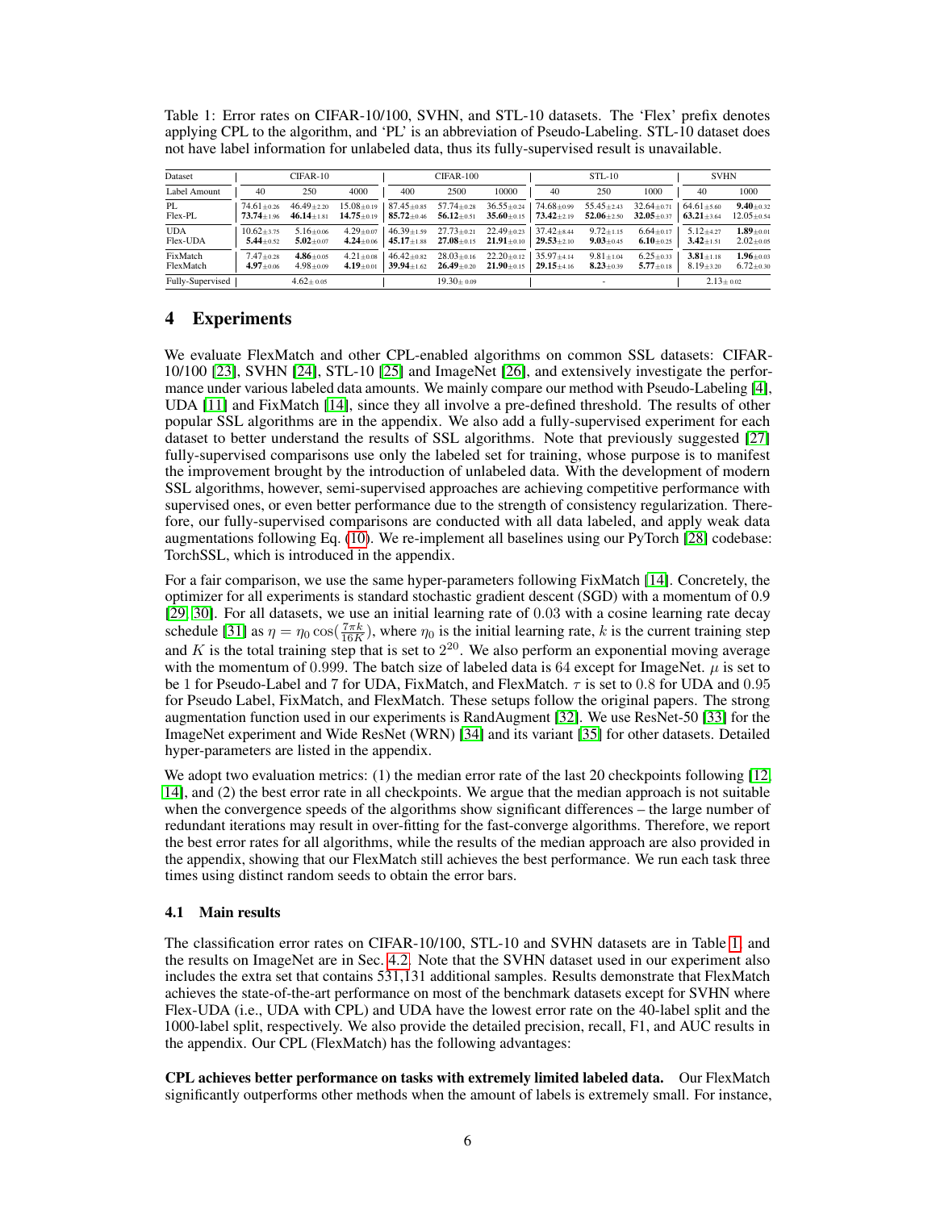Table 1: Error rates on CIFAR-10/100, SVHN, and STL-10 datasets. The 'Flex' prefix denotes applying CPL to the algorithm, and 'PL' is an abbreviation of Pseudo-Labeling. STL-10 dataset does not have label information for unlabeled data, thus its fully-supervised result is unavailable.

| Dataset | CIFAR-10 | | | CIFAR-100 | | | STL-10 | | | SVHN | |
|---|---|---|---|---|---|---|---|---|---|---|---|
| Label Amount | 40 | 250 | 4000 | 400 | 2500 | 10000 | 40 | 250 | 1000 | 40 | 1000 |
| PL | 74.61±0.26 | 46.49±2.20 | 15.08±0.19 | 87.45±0.85 | 57.74±0.28 | 36.55±0.24 | 74.68±0.99 | 55.45±2.43 | 32.64±0.71 | 64.61±5.60 | **9.40**±0.32 |
| Flex-PL | **73.74**±1.96 | **46.14**±1.81 | **14.75**±0.19 | **85.72**±0.46 | **56.12**±0.51 | **35.60**±0.15 | **73.42**±2.19 | **52.06**±2.50 | **32.05**±0.37 | **63.21**±3.64 | 12.05±0.54 |
| UDA | 10.62±3.75 | 5.16±0.06 | 4.29±0.07 | 46.39±1.59 | 27.73±0.21 | 22.49±0.23 | 37.42±8.44 | 9.72±1.15 | 6.64±0.17 | 5.12±4.27 | **1.89**±0.01 |
| Flex-UDA | **5.44**±0.52 | **5.02**±0.07 | **4.24**±0.06 | **45.17**±1.88 | **27.08**±0.15 | **21.91**±0.10 | **29.53**±2.10 | **9.03**±0.45 | **6.10**±0.25 | **3.42**±1.51 | 2.02±0.05 |
| FixMatch | 7.47±0.28 | **4.86**±0.05 | 4.21±0.08 | 46.42±0.82 | 28.03±0.16 | 22.20±0.12 | 35.97±4.14 | 9.81±1.04 | 6.25±0.33 | **3.81**±1.18 | **1.96**±0.03 |
| FlexMatch | **4.97**±0.06 | 4.98±0.09 | **4.19**±0.01 | **39.94**±1.62 | **26.49**±0.20 | **21.90**±0.15 | **29.15**±4.16 | **8.23**±0.39 | **5.77**±0.18 | 8.19±3.20 | 6.72±0.30 |
| Fully-Supervised | 4.62±0.05 | | | 19.30±0.09 | | | - | | | 2.13±0.02 | |

## 4 Experiments

We evaluate FlexMatch and other CPL-enabled algorithms on common SSL datasets: CIFAR-10/100 [23], SVHN [24], STL-10 [25] and ImageNet [26], and extensively investigate the performance under various labeled data amounts. We mainly compare our method with Pseudo-Labeling [4], UDA [11] and FixMatch [14], since they all involve a pre-defined threshold. The results of other popular SSL algorithms are in the appendix. We also add a fully-supervised experiment for each dataset to better understand the results of SSL algorithms. Note that previously suggested [27] fully-supervised comparisons use only the labeled set for training, whose purpose is to manifest the improvement brought by the introduction of unlabeled data. With the development of modern SSL algorithms, however, semi-supervised approaches are achieving competitive performance with supervised ones, or even better performance due to the strength of consistency regularization. Therefore, our fully-supervised comparisons are conducted with all data labeled, and apply weak data augmentations following Eq. (10). We re-implement all baselines using our PyTorch [28] codebase: TorchSSL, which is introduced in the appendix.

For a fair comparison, we use the same hyper-parameters following FixMatch [14]. Concretely, the optimizer for all experiments is standard stochastic gradient descent (SGD) with a momentum of 0.9 [29, 30]. For all datasets, we use an initial learning rate of 0.03 with a cosine learning rate decay schedule [31] as $\eta = \eta_0 \cos(\frac{7\pi k}{16K})$, where $\eta_0$ is the initial learning rate, $k$ is the current training step and $K$ is the total training step that is set to $2^{20}$. We also perform an exponential moving average with the momentum of 0.999. The batch size of labeled data is 64 except for ImageNet. $\mu$ is set to be 1 for Pseudo-Label and 7 for UDA, FixMatch, and FlexMatch. $\tau$ is set to 0.8 for UDA and 0.95 for Pseudo Label, FixMatch, and FlexMatch. These setups follow the original papers. The strong augmentation function used in our experiments is RandAugment [32]. We use ResNet-50 [33] for the ImageNet experiment and Wide ResNet (WRN) [34] and its variant [35] for other datasets. Detailed hyper-parameters are listed in the appendix.

We adopt two evaluation metrics: (1) the median error rate of the last 20 checkpoints following [12, 14], and (2) the best error rate in all checkpoints. We argue that the median approach is not suitable when the convergence speeds of the algorithms show significant differences – the large number of redundant iterations may result in over-fitting for the fast-converge algorithms. Therefore, we report the best error rates for all algorithms, while the results of the median approach are also provided in the appendix, showing that our FlexMatch still achieves the best performance. We run each task three times using distinct random seeds to obtain the error bars.

### 4.1 Main results

The classification error rates on CIFAR-10/100, STL-10 and SVHN datasets are in Table 1, and the results on ImageNet are in Sec. 4.2. Note that the SVHN dataset used in our experiment also includes the extra set that contains 531,131 additional samples. Results demonstrate that FlexMatch achieves the state-of-the-art performance on most of the benchmark datasets except for SVHN where Flex-UDA (i.e., UDA with CPL) and UDA have the lowest error rate on the 40-label split and the 1000-label split, respectively. We also provide the detailed precision, recall, F1, and AUC results in the appendix. Our CPL (FlexMatch) has the following advantages:

**CPL achieves better performance on tasks with extremely limited labeled data.** Our FlexMatch significantly outperforms other methods when the amount of labels is extremely small. For instance,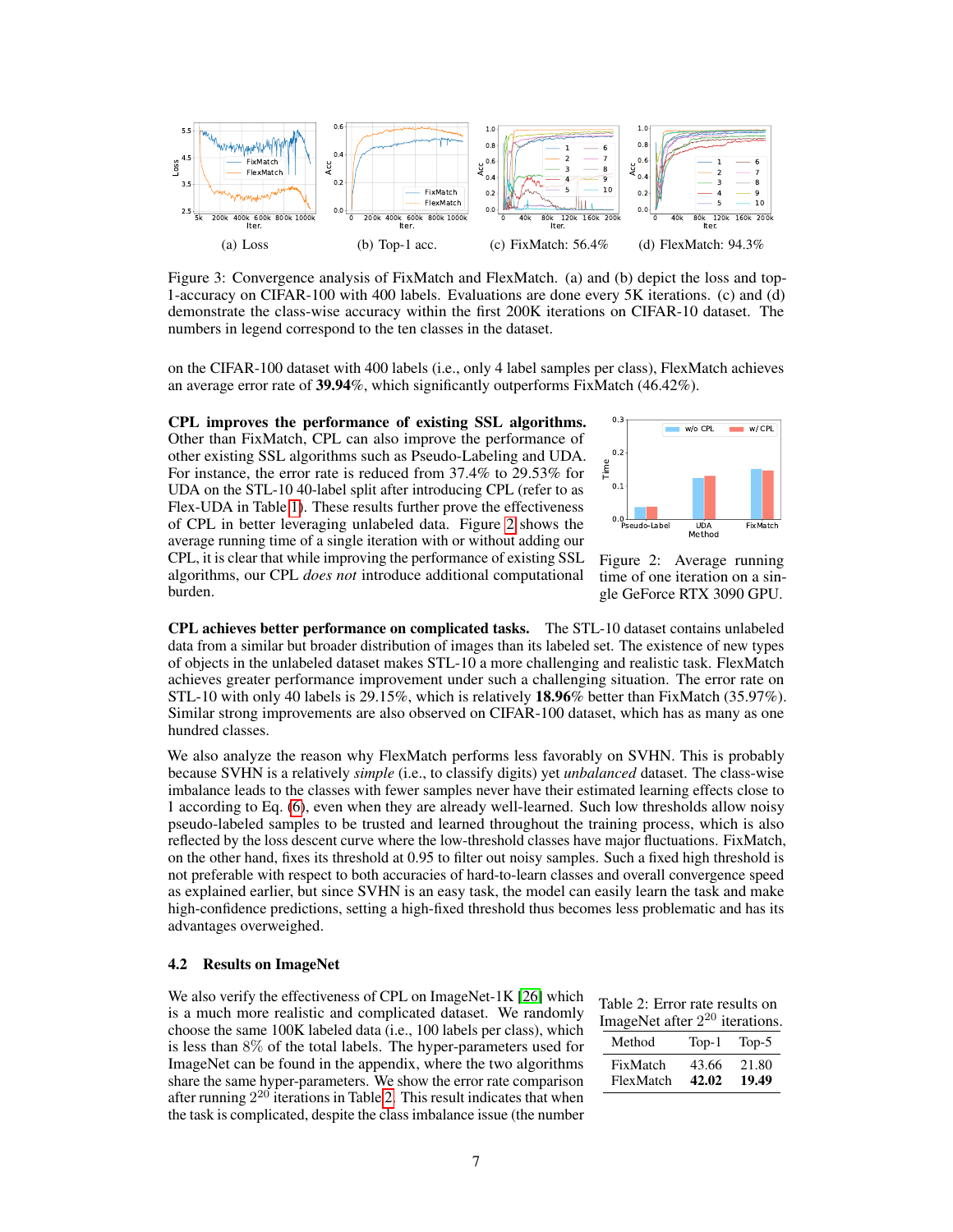(a) Loss (b) Top-1 acc. (c) FixMatch: 56.4% (d) FlexMatch: 94.3%

Figure 3: Convergence analysis of FixMatch and FlexMatch. (a) and (b) depict the loss and top-1-accuracy on CIFAR-100 with 400 labels. Evaluations are done every 5K iterations. (c) and (d) demonstrate the class-wise accuracy within the first 200K iterations on CIFAR-10 dataset. The numbers in legend correspond to the ten classes in the dataset.

on the CIFAR-100 dataset with 400 labels (i.e., only 4 label samples per class), FlexMatch achieves an average error rate of **39.94**%, which significantly outperforms FixMatch (46.42%).

**CPL improves the performance of existing SSL algorithms.** Other than FixMatch, CPL can also improve the performance of other existing SSL algorithms such as Pseudo-Labeling and UDA. For instance, the error rate is reduced from 37.4% to 29.53% for UDA on the STL-10 40-label split after introducing CPL (refer to as Flex-UDA in Table 1). These results further prove the effectiveness of CPL in better leveraging unlabeled data. Figure 2 shows the average running time of a single iteration with or without adding our CPL, it is clear that while improving the performance of existing SSL algorithms, our CPL *does not* introduce additional computational burden.

Figure 2: Average running time of one iteration on a single GeForce RTX 3090 GPU.

**CPL achieves better performance on complicated tasks.** The STL-10 dataset contains unlabeled data from a similar but broader distribution of images than its labeled set. The existence of new types of objects in the unlabeled dataset makes STL-10 a more challenging and realistic task. FlexMatch achieves greater performance improvement under such a challenging situation. The error rate on STL-10 with only 40 labels is 29.15%, which is relatively **18.96**% better than FixMatch (35.97%). Similar strong improvements are also observed on CIFAR-100 dataset, which has as many as one hundred classes.

We also analyze the reason why FlexMatch performs less favorably on SVHN. This is probably because SVHN is a relatively *simple* (i.e., to classify digits) yet *unbalanced* dataset. The class-wise imbalance leads to the classes with fewer samples never have their estimated learning effects close to 1 according to Eq. (6), even when they are already well-learned. Such low thresholds allow noisy pseudo-labeled samples to be trusted and learned throughout the training process, which is also reflected by the loss descent curve where the low-threshold classes have major fluctuations. FixMatch, on the other hand, fixes its threshold at 0.95 to filter out noisy samples. Such a fixed high threshold is not preferable with respect to both accuracies of hard-to-learn classes and overall convergence speed as explained earlier, but since SVHN is an easy task, the model can easily learn the task and make high-confidence predictions, setting a high-fixed threshold thus becomes less problematic and has its advantages overweighed.

### 4.2 Results on ImageNet

We also verify the effectiveness of CPL on ImageNet-1K [26] which is a much more realistic and complicated dataset. We randomly choose the same 100K labeled data (i.e., 100 labels per class), which is less than 8% of the total labels. The hyper-parameters used for ImageNet can be found in the appendix, where the two algorithms share the same hyper-parameters. We show the error rate comparison after running $2^{20}$ iterations in Table 2. This result indicates that when the task is complicated, despite the class imbalance issue (the number

Table 2: Error rate results on ImageNet after $2^{20}$ iterations.

| Method | Top-1 | Top-5 |
|---|---|---|
| FixMatch | 43.66 | 21.80 |
| FlexMatch | **42.02** | **19.49** |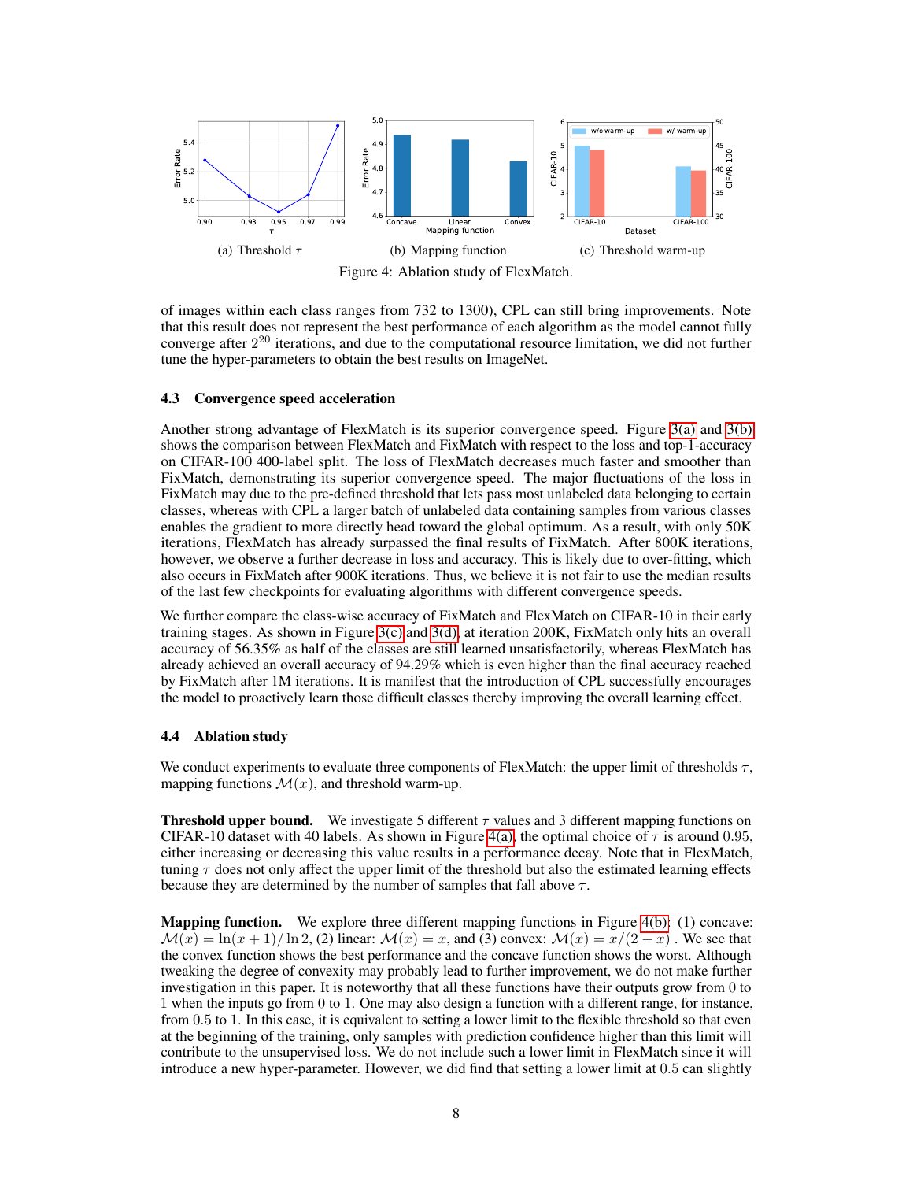(a) Threshold $\tau$ (b) Mapping function (c) Threshold warm-up

Figure 4: Ablation study of FlexMatch.

of images within each class ranges from 732 to 1300), CPL can still bring improvements. Note that this result does not represent the best performance of each algorithm as the model cannot fully converge after $2^{20}$ iterations, and due to the computational resource limitation, we did not further tune the hyper-parameters to obtain the best results on ImageNet.

### 4.3 Convergence speed acceleration

Another strong advantage of FlexMatch is its superior convergence speed. Figure 3(a) and 3(b) shows the comparison between FlexMatch and FixMatch with respect to the loss and top-1-accuracy on CIFAR-100 400-label split. The loss of FlexMatch decreases much faster and smoother than FixMatch, demonstrating its superior convergence speed. The major fluctuations of the loss in FixMatch may due to the pre-defined threshold that lets pass most unlabeled data belonging to certain classes, whereas with CPL a larger batch of unlabeled data containing samples from various classes enables the gradient to more directly head toward the global optimum. As a result, with only 50K iterations, FlexMatch has already surpassed the final results of FixMatch. After 800K iterations, however, we observe a further decrease in loss and accuracy. This is likely due to over-fitting, which also occurs in FixMatch after 900K iterations. Thus, we believe it is not fair to use the median results of the last few checkpoints for evaluating algorithms with different convergence speeds.

We further compare the class-wise accuracy of FixMatch and FlexMatch on CIFAR-10 in their early training stages. As shown in Figure 3(c) and 3(d), at iteration 200K, FixMatch only hits an overall accuracy of 56.35% as half of the classes are still learned unsatisfactorily, whereas FlexMatch has already achieved an overall accuracy of 94.29% which is even higher than the final accuracy reached by FixMatch after 1M iterations. It is manifest that the introduction of CPL successfully encourages the model to proactively learn those difficult classes thereby improving the overall learning effect.

### 4.4 Ablation study

We conduct experiments to evaluate three components of FlexMatch: the upper limit of thresholds $\tau$, mapping functions $\mathcal{M}(x)$, and threshold warm-up.

**Threshold upper bound.** We investigate 5 different $\tau$ values and 3 different mapping functions on CIFAR-10 dataset with 40 labels. As shown in Figure 4(a), the optimal choice of $\tau$ is around 0.95, either increasing or decreasing this value results in a performance decay. Note that in FlexMatch, tuning $\tau$ does not only affect the upper limit of the threshold but also the estimated learning effects because they are determined by the number of samples that fall above $\tau$.

**Mapping function.** We explore three different mapping functions in Figure 4(b): (1) concave: $\mathcal{M}(x) = \ln(x+1)/\ln 2$, (2) linear: $\mathcal{M}(x) = x$, and (3) convex: $\mathcal{M}(x) = x/(2-x)$ . We see that the convex function shows the best performance and the concave function shows the worst. Although tweaking the degree of convexity may probably lead to further improvement, we do not make further investigation in this paper. It is noteworthy that all these functions have their outputs grow from 0 to 1 when the inputs go from 0 to 1. One may also design a function with a different range, for instance, from 0.5 to 1. In this case, it is equivalent to setting a lower limit to the flexible threshold so that even at the beginning of the training, only samples with prediction confidence higher than this limit will contribute to the unsupervised loss. We do not include such a lower limit in FlexMatch since it will introduce a new hyper-parameter. However, we did find that setting a lower limit at 0.5 can slightly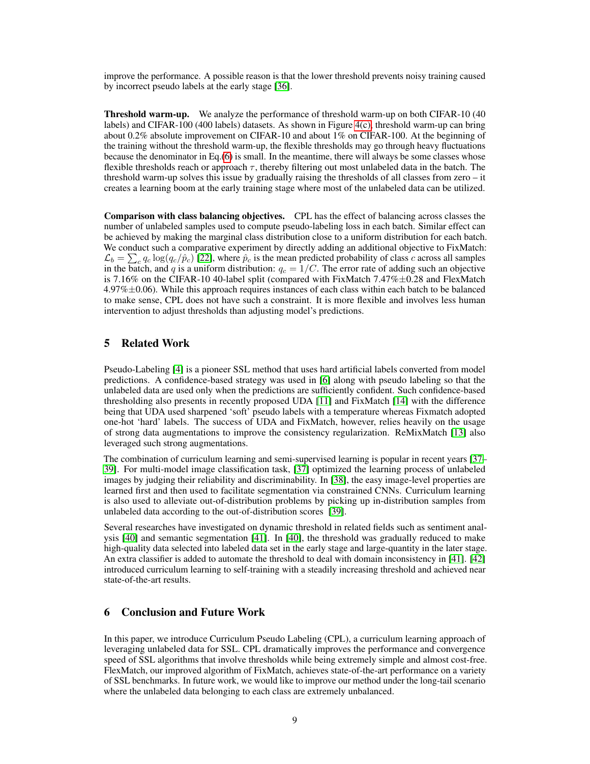improve the performance. A possible reason is that the lower threshold prevents noisy training caused by incorrect pseudo labels at the early stage [36].

**Threshold warm-up.** We analyze the performance of threshold warm-up on both CIFAR-10 (40 labels) and CIFAR-100 (400 labels) datasets. As shown in Figure 4(c), threshold warm-up can bring about 0.2% absolute improvement on CIFAR-10 and about 1% on CIFAR-100. At the beginning of the training without the threshold warm-up, the flexible thresholds may go through heavy fluctuations because the denominator in Eq.(6) is small. In the meantime, there will always be some classes whose flexible thresholds reach or approach $\tau$, thereby filtering out most unlabeled data in the batch. The threshold warm-up solves this issue by gradually raising the thresholds of all classes from zero – it creates a learning boom at the early training stage where most of the unlabeled data can be utilized.

**Comparison with class balancing objectives.** CPL has the effect of balancing across classes the number of unlabeled samples used to compute pseudo-labeling loss in each batch. Similar effect can be achieved by making the marginal class distribution close to a uniform distribution for each batch. We conduct such a comparative experiment by directly adding an additional objective to FixMatch: $\mathcal{L}_b = \sum_c q_c \log(q_c/\hat{p}_c)$ [22], where $\hat{p}_c$ is the mean predicted probability of class $c$ across all samples in the batch, and $q$ is a uniform distribution: $q_c = 1/C$. The error rate of adding such an objective is 7.16% on the CIFAR-10 40-label split (compared with FixMatch 7.47%$\pm$0.28 and FlexMatch 4.97%$\pm$0.06). While this approach requires instances of each class within each batch to be balanced to make sense, CPL does not have such a constraint. It is more flexible and involves less human intervention to adjust thresholds than adjusting model's predictions.

## 5 Related Work

Pseudo-Labeling [4] is a pioneer SSL method that uses hard artificial labels converted from model predictions. A confidence-based strategy was used in [6] along with pseudo labeling so that the unlabeled data are used only when the predictions are sufficiently confident. Such confidence-based thresholding also presents in recently proposed UDA [11] and FixMatch [14] with the difference being that UDA used sharpened 'soft' pseudo labels with a temperature whereas Fixmatch adopted one-hot 'hard' labels. The success of UDA and FixMatch, however, relies heavily on the usage of strong data augmentations to improve the consistency regularization. ReMixMatch [13] also leveraged such strong augmentations.

The combination of curriculum learning and semi-supervised learning is popular in recent years [37–39]. For multi-model image classification task, [37] optimized the learning process of unlabeled images by judging their reliability and discriminability. In [38], the easy image-level properties are learned first and then used to facilitate segmentation via constrained CNNs. Curriculum learning is also used to alleviate out-of-distribution problems by picking up in-distribution samples from unlabeled data according to the out-of-distribution scores [39].

Several researches have investigated on dynamic threshold in related fields such as sentiment analysis [40] and semantic segmentation [41]. In [40], the threshold was gradually reduced to make high-quality data selected into labeled data set in the early stage and large-quantity in the later stage. An extra classifier is added to automate the threshold to deal with domain inconsistency in [41]. [42] introduced curriculum learning to self-training with a steadily increasing threshold and achieved near state-of-the-art results.

## 6 Conclusion and Future Work

In this paper, we introduce Curriculum Pseudo Labeling (CPL), a curriculum learning approach of leveraging unlabeled data for SSL. CPL dramatically improves the performance and convergence speed of SSL algorithms that involve thresholds while being extremely simple and almost cost-free. FlexMatch, our improved algorithm of FixMatch, achieves state-of-the-art performance on a variety of SSL benchmarks. In future work, we would like to improve our method under the long-tail scenario where the unlabeled data belonging to each class are extremely unbalanced.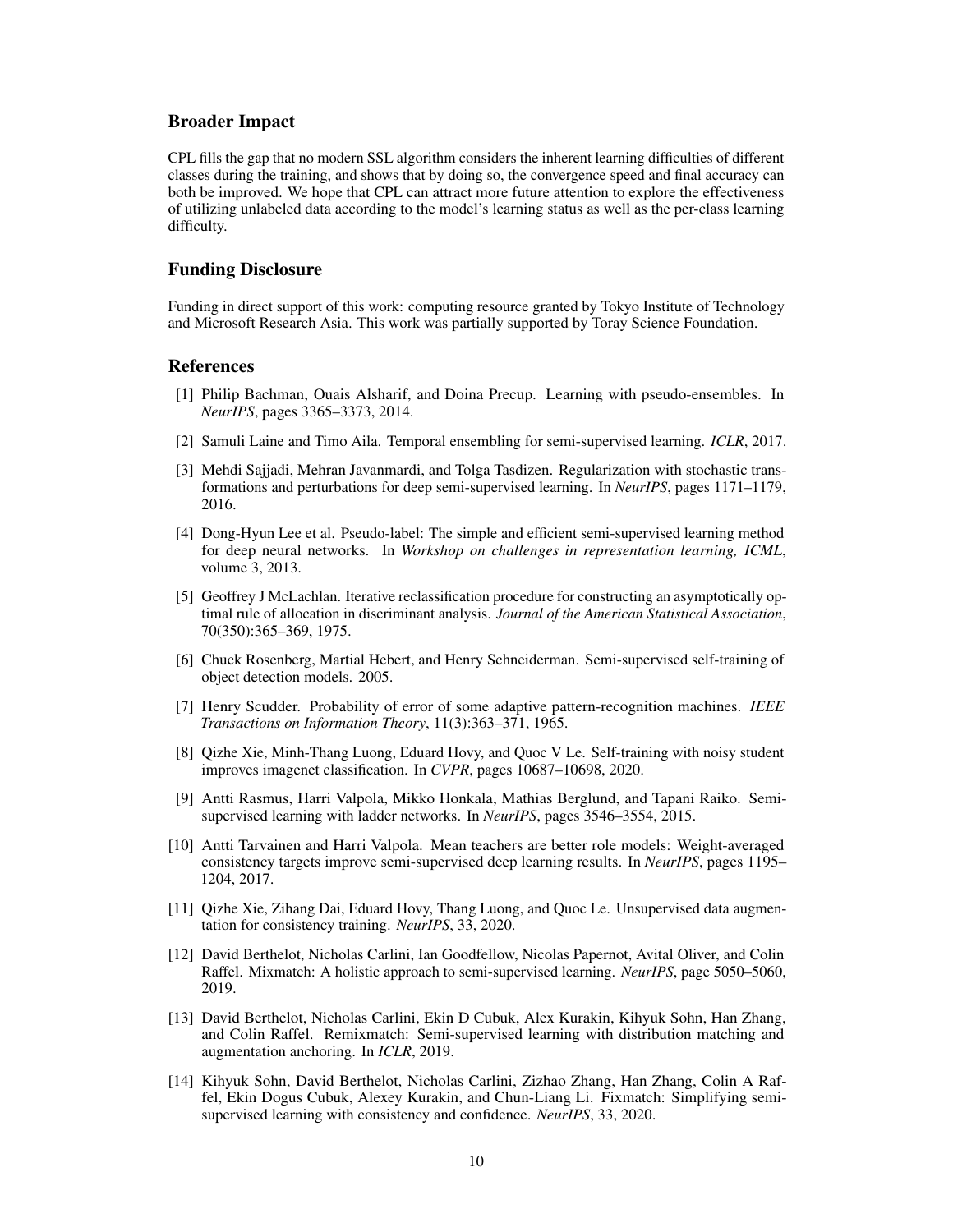## Broader Impact

CPL fills the gap that no modern SSL algorithm considers the inherent learning difficulties of different classes during the training, and shows that by doing so, the convergence speed and final accuracy can both be improved. We hope that CPL can attract more future attention to explore the effectiveness of utilizing unlabeled data according to the model's learning status as well as the per-class learning difficulty.

## Funding Disclosure

Funding in direct support of this work: computing resource granted by Tokyo Institute of Technology and Microsoft Research Asia. This work was partially supported by Toray Science Foundation.

## References

[1] Philip Bachman, Ouais Alsharif, and Doina Precup. Learning with pseudo-ensembles. In *NeurIPS*, pages 3365–3373, 2014.

[2] Samuli Laine and Timo Aila. Temporal ensembling for semi-supervised learning. *ICLR*, 2017.

[3] Mehdi Sajjadi, Mehran Javanmardi, and Tolga Tasdizen. Regularization with stochastic transformations and perturbations for deep semi-supervised learning. In *NeurIPS*, pages 1171–1179, 2016.

[4] Dong-Hyun Lee et al. Pseudo-label: The simple and efficient semi-supervised learning method for deep neural networks. In *Workshop on challenges in representation learning, ICML*, volume 3, 2013.

[5] Geoffrey J McLachlan. Iterative reclassification procedure for constructing an asymptotically optimal rule of allocation in discriminant analysis. *Journal of the American Statistical Association*, 70(350):365–369, 1975.

[6] Chuck Rosenberg, Martial Hebert, and Henry Schneiderman. Semi-supervised self-training of object detection models. 2005.

[7] Henry Scudder. Probability of error of some adaptive pattern-recognition machines. *IEEE Transactions on Information Theory*, 11(3):363–371, 1965.

[8] Qizhe Xie, Minh-Thang Luong, Eduard Hovy, and Quoc V Le. Self-training with noisy student improves imagenet classification. In *CVPR*, pages 10687–10698, 2020.

[9] Antti Rasmus, Harri Valpola, Mikko Honkala, Mathias Berglund, and Tapani Raiko. Semi-supervised learning with ladder networks. In *NeurIPS*, pages 3546–3554, 2015.

[10] Antti Tarvainen and Harri Valpola. Mean teachers are better role models: Weight-averaged consistency targets improve semi-supervised deep learning results. In *NeurIPS*, pages 1195–1204, 2017.

[11] Qizhe Xie, Zihang Dai, Eduard Hovy, Thang Luong, and Quoc Le. Unsupervised data augmentation for consistency training. *NeurIPS*, 33, 2020.

[12] David Berthelot, Nicholas Carlini, Ian Goodfellow, Nicolas Papernot, Avital Oliver, and Colin Raffel. Mixmatch: A holistic approach to semi-supervised learning. *NeurIPS*, page 5050–5060, 2019.

[13] David Berthelot, Nicholas Carlini, Ekin D Cubuk, Alex Kurakin, Kihyuk Sohn, Han Zhang, and Colin Raffel. Remixmatch: Semi-supervised learning with distribution matching and augmentation anchoring. In *ICLR*, 2019.

[14] Kihyuk Sohn, David Berthelot, Nicholas Carlini, Zizhao Zhang, Han Zhang, Colin A Raffel, Ekin Dogus Cubuk, Alexey Kurakin, and Chun-Liang Li. Fixmatch: Simplifying semi-supervised learning with consistency and confidence. *NeurIPS*, 33, 2020.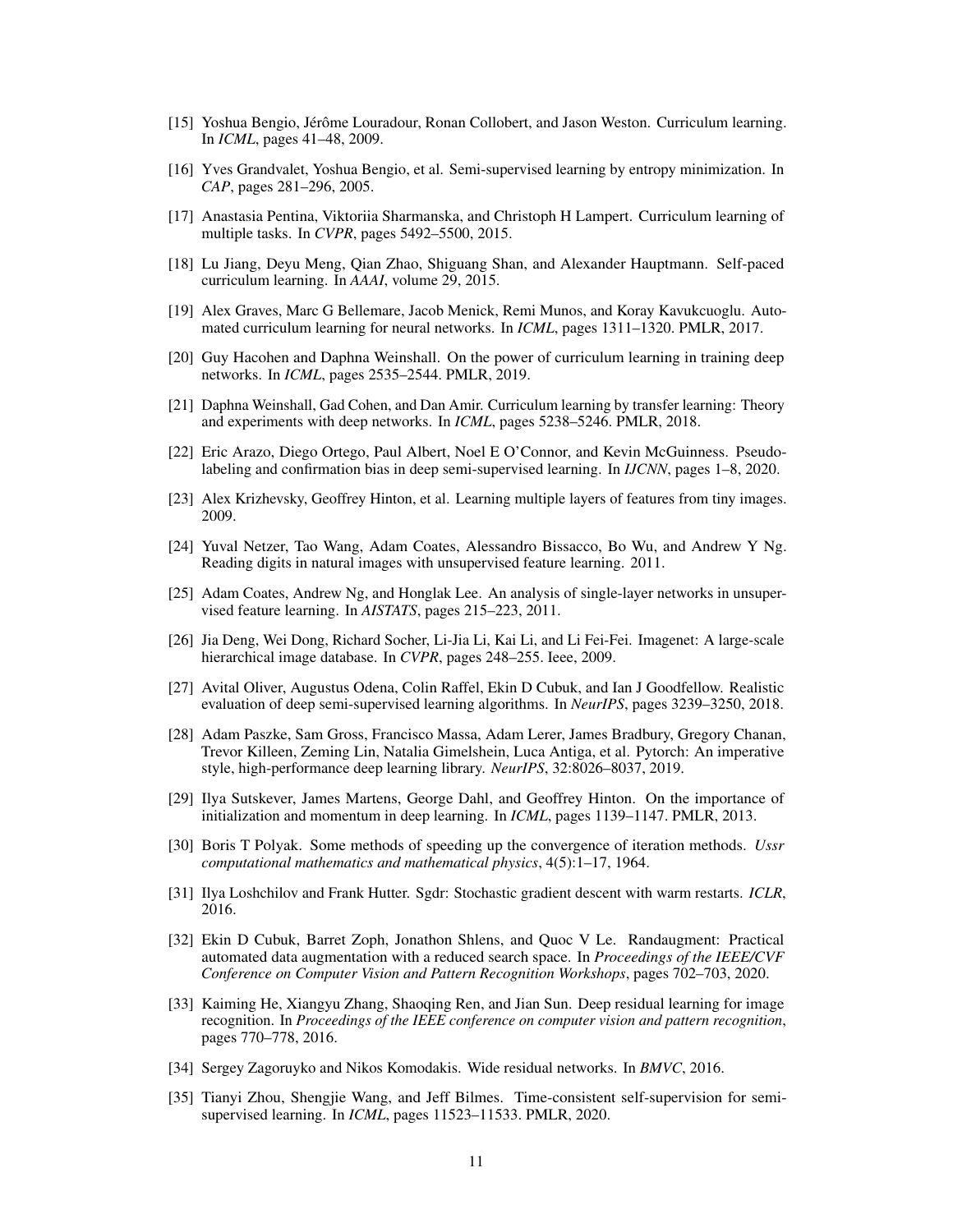[15] Yoshua Bengio, Jérôme Louradour, Ronan Collobert, and Jason Weston. Curriculum learning. In *ICML*, pages 41–48, 2009.

[16] Yves Grandvalet, Yoshua Bengio, et al. Semi-supervised learning by entropy minimization. In *CAP*, pages 281–296, 2005.

[17] Anastasia Pentina, Viktoriia Sharmanska, and Christoph H Lampert. Curriculum learning of multiple tasks. In *CVPR*, pages 5492–5500, 2015.

[18] Lu Jiang, Deyu Meng, Qian Zhao, Shiguang Shan, and Alexander Hauptmann. Self-paced curriculum learning. In *AAAI*, volume 29, 2015.

[19] Alex Graves, Marc G Bellemare, Jacob Menick, Remi Munos, and Koray Kavukcuoglu. Automated curriculum learning for neural networks. In *ICML*, pages 1311–1320. PMLR, 2017.

[20] Guy Hacohen and Daphna Weinshall. On the power of curriculum learning in training deep networks. In *ICML*, pages 2535–2544. PMLR, 2019.

[21] Daphna Weinshall, Gad Cohen, and Dan Amir. Curriculum learning by transfer learning: Theory and experiments with deep networks. In *ICML*, pages 5238–5246. PMLR, 2018.

[22] Eric Arazo, Diego Ortego, Paul Albert, Noel E O'Connor, and Kevin McGuinness. Pseudo-labeling and confirmation bias in deep semi-supervised learning. In *IJCNN*, pages 1–8, 2020.

[23] Alex Krizhevsky, Geoffrey Hinton, et al. Learning multiple layers of features from tiny images. 2009.

[24] Yuval Netzer, Tao Wang, Adam Coates, Alessandro Bissacco, Bo Wu, and Andrew Y Ng. Reading digits in natural images with unsupervised feature learning. 2011.

[25] Adam Coates, Andrew Ng, and Honglak Lee. An analysis of single-layer networks in unsupervised feature learning. In *AISTATS*, pages 215–223, 2011.

[26] Jia Deng, Wei Dong, Richard Socher, Li-Jia Li, Kai Li, and Li Fei-Fei. Imagenet: A large-scale hierarchical image database. In *CVPR*, pages 248–255. Ieee, 2009.

[27] Avital Oliver, Augustus Odena, Colin Raffel, Ekin D Cubuk, and Ian J Goodfellow. Realistic evaluation of deep semi-supervised learning algorithms. In *NeurIPS*, pages 3239–3250, 2018.

[28] Adam Paszke, Sam Gross, Francisco Massa, Adam Lerer, James Bradbury, Gregory Chanan, Trevor Killeen, Zeming Lin, Natalia Gimelshein, Luca Antiga, et al. Pytorch: An imperative style, high-performance deep learning library. *NeurIPS*, 32:8026–8037, 2019.

[29] Ilya Sutskever, James Martens, George Dahl, and Geoffrey Hinton. On the importance of initialization and momentum in deep learning. In *ICML*, pages 1139–1147. PMLR, 2013.

[30] Boris T Polyak. Some methods of speeding up the convergence of iteration methods. *Ussr computational mathematics and mathematical physics*, 4(5):1–17, 1964.

[31] Ilya Loshchilov and Frank Hutter. Sgdr: Stochastic gradient descent with warm restarts. *ICLR*, 2016.

[32] Ekin D Cubuk, Barret Zoph, Jonathon Shlens, and Quoc V Le. Randaugment: Practical automated data augmentation with a reduced search space. In *Proceedings of the IEEE/CVF Conference on Computer Vision and Pattern Recognition Workshops*, pages 702–703, 2020.

[33] Kaiming He, Xiangyu Zhang, Shaoqing Ren, and Jian Sun. Deep residual learning for image recognition. In *Proceedings of the IEEE conference on computer vision and pattern recognition*, pages 770–778, 2016.

[34] Sergey Zagoruyko and Nikos Komodakis. Wide residual networks. In *BMVC*, 2016.

[35] Tianyi Zhou, Shengjie Wang, and Jeff Bilmes. Time-consistent self-supervision for semi-supervised learning. In *ICML*, pages 11523–11533. PMLR, 2020.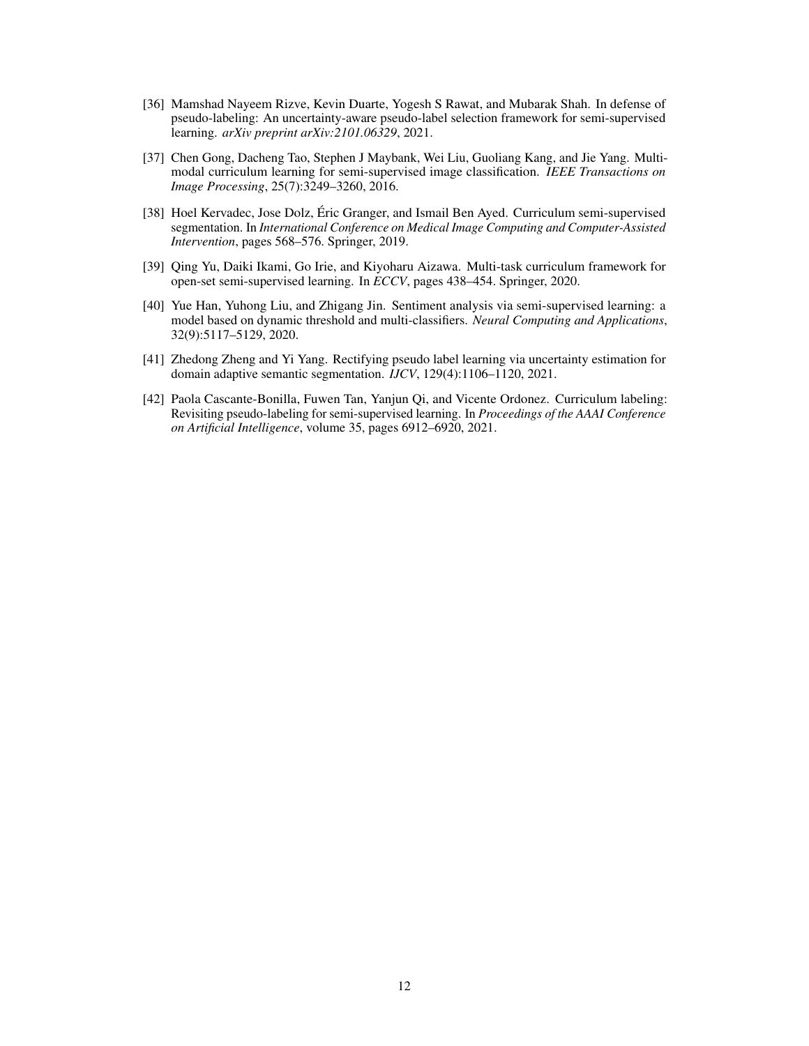[36] Mamshad Nayeem Rizve, Kevin Duarte, Yogesh S Rawat, and Mubarak Shah. In defense of pseudo-labeling: An uncertainty-aware pseudo-label selection framework for semi-supervised learning. *arXiv preprint arXiv:2101.06329*, 2021.

[37] Chen Gong, Dacheng Tao, Stephen J Maybank, Wei Liu, Guoliang Kang, and Jie Yang. Multi-modal curriculum learning for semi-supervised image classification. *IEEE Transactions on Image Processing*, 25(7):3249–3260, 2016.

[38] Hoel Kervadec, Jose Dolz, Éric Granger, and Ismail Ben Ayed. Curriculum semi-supervised segmentation. In *International Conference on Medical Image Computing and Computer-Assisted Intervention*, pages 568–576. Springer, 2019.

[39] Qing Yu, Daiki Ikami, Go Irie, and Kiyoharu Aizawa. Multi-task curriculum framework for open-set semi-supervised learning. In *ECCV*, pages 438–454. Springer, 2020.

[40] Yue Han, Yuhong Liu, and Zhigang Jin. Sentiment analysis via semi-supervised learning: a model based on dynamic threshold and multi-classifiers. *Neural Computing and Applications*, 32(9):5117–5129, 2020.

[41] Zhedong Zheng and Yi Yang. Rectifying pseudo label learning via uncertainty estimation for domain adaptive semantic segmentation. *IJCV*, 129(4):1106–1120, 2021.

[42] Paola Cascante-Bonilla, Fuwen Tan, Yanjun Qi, and Vicente Ordonez. Curriculum labeling: Revisiting pseudo-labeling for semi-supervised learning. In *Proceedings of the AAAI Conference on Artificial Intelligence*, volume 35, pages 6912–6920, 2021.